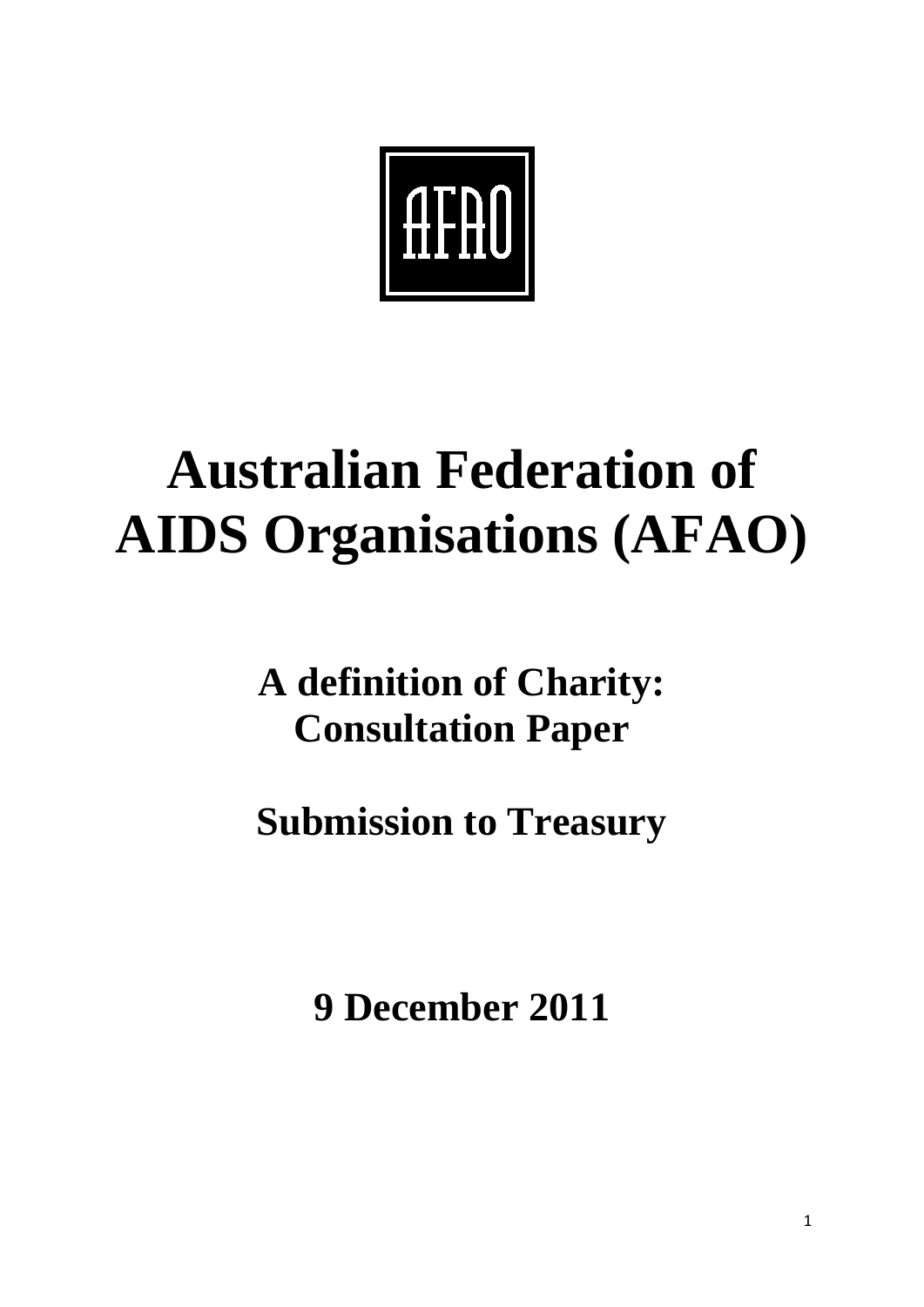# Australian Federation of AIDS Organisations (AFAO)

## A definition of Charity: Consultation Paper

## Submission to Treasury

## 9 December 2011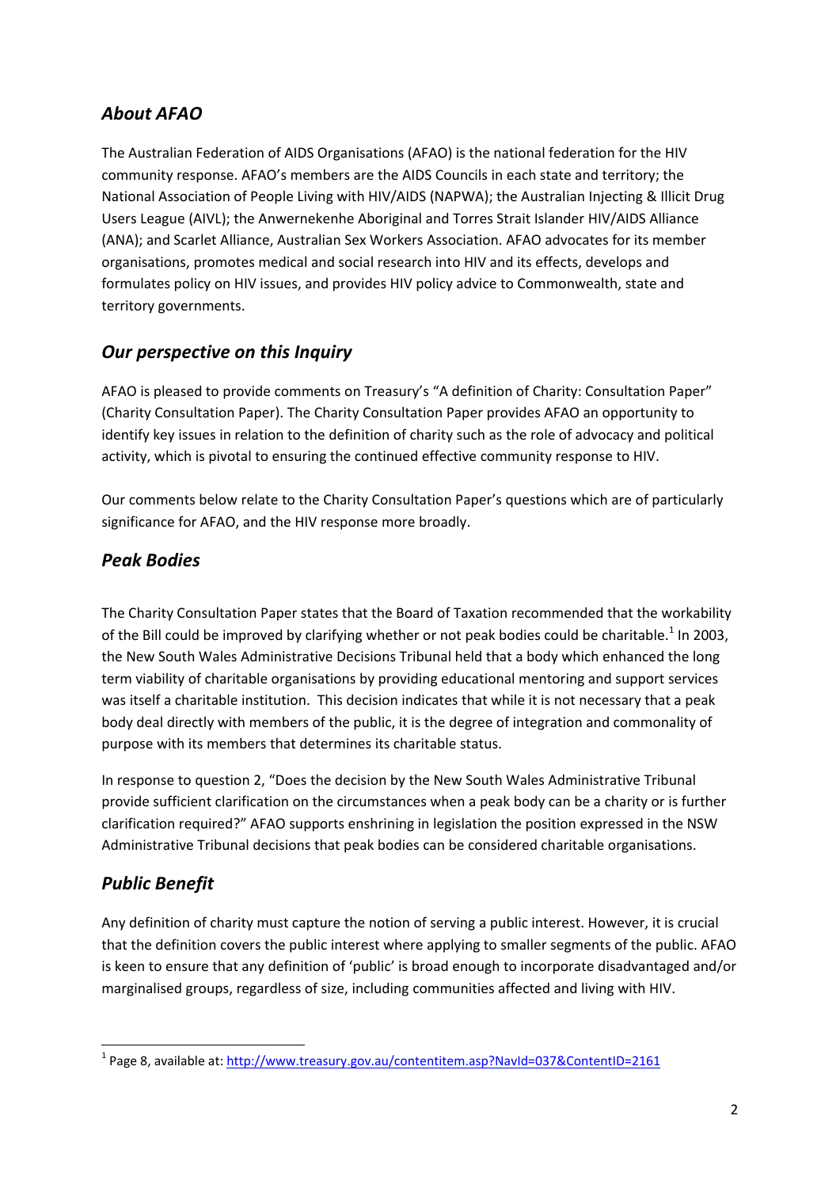## *About AFAO*

The Australian Federation of AIDS Organisations (AFAO) is the national federation for the HIV community response. AFAO's members are the AIDS Councils in each state and territory; the National Association of People Living with HIV/AIDS (NAPWA); the Australian Injecting & Illicit Drug Users League (AIVL); the Anwernekenhe Aboriginal and Torres Strait Islander HIV/AIDS Alliance (ANA); and Scarlet Alliance, Australian Sex Workers Association. AFAO advocates for its member organisations, promotes medical and social research into HIV and its effects, develops and formulates policy on HIV issues, and provides HIV policy advice to Commonwealth, state and territory governments.

## *Our perspective on this Inquiry*

AFAO is pleased to provide comments on Treasury's "A definition of Charity: Consultation Paper" (Charity Consultation Paper). The Charity Consultation Paper provides AFAO an opportunity to identify key issues in relation to the definition of charity such as the role of advocacy and political activity, which is pivotal to ensuring the continued effective community response to HIV.

Our comments below relate to the Charity Consultation Paper's questions which are of particularly significance for AFAO, and the HIV response more broadly.

## *Peak Bodies*

The Charity Consultation Paper states that the Board of Taxation recommended that the workability of the Bill could be improved by clarifying whether or not peak bodies could be charitable.[1] In 2003, the New South Wales Administrative Decisions Tribunal held that a body which enhanced the long term viability of charitable organisations by providing educational mentoring and support services was itself a charitable institution. This decision indicates that while it is not necessary that a peak body deal directly with members of the public, it is the degree of integration and commonality of purpose with its members that determines its charitable status.

In response to question 2, "Does the decision by the New South Wales Administrative Tribunal provide sufficient clarification on the circumstances when a peak body can be a charity or is further clarification required?" AFAO supports enshrining in legislation the position expressed in the NSW Administrative Tribunal decisions that peak bodies can be considered charitable organisations.

## *Public Benefit*

Any definition of charity must capture the notion of serving a public interest. However, it is crucial that the definition covers the public interest where applying to smaller segments of the public. AFAO is keen to ensure that any definition of 'public' is broad enough to incorporate disadvantaged and/or marginalised groups, regardless of size, including communities affected and living with HIV.

---

[1] Page 8, available at: http://www.treasury.gov.au/contentitem.asp?NavId=037&ContentID=2161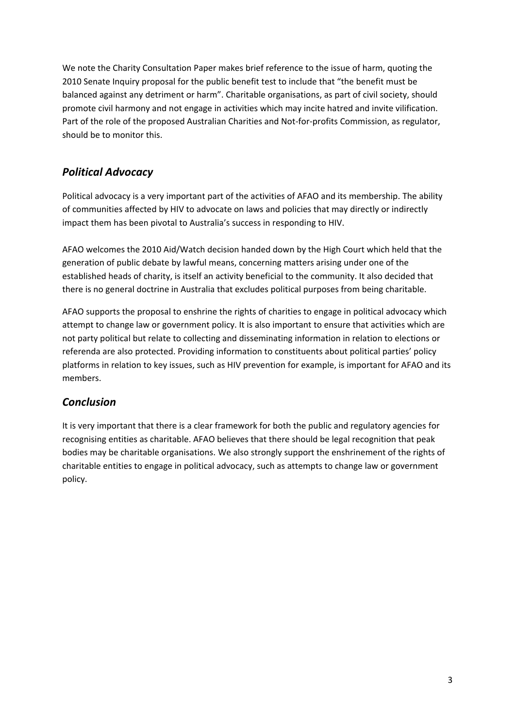We note the Charity Consultation Paper makes brief reference to the issue of harm, quoting the 2010 Senate Inquiry proposal for the public benefit test to include that "the benefit must be balanced against any detriment or harm". Charitable organisations, as part of civil society, should promote civil harmony and not engage in activities which may incite hatred and invite vilification. Part of the role of the proposed Australian Charities and Not-for-profits Commission, as regulator, should be to monitor this.

## *Political Advocacy*

Political advocacy is a very important part of the activities of AFAO and its membership. The ability of communities affected by HIV to advocate on laws and policies that may directly or indirectly impact them has been pivotal to Australia's success in responding to HIV.

AFAO welcomes the 2010 Aid/Watch decision handed down by the High Court which held that the generation of public debate by lawful means, concerning matters arising under one of the established heads of charity, is itself an activity beneficial to the community. It also decided that there is no general doctrine in Australia that excludes political purposes from being charitable.

AFAO supports the proposal to enshrine the rights of charities to engage in political advocacy which attempt to change law or government policy. It is also important to ensure that activities which are not party political but relate to collecting and disseminating information in relation to elections or referenda are also protected. Providing information to constituents about political parties' policy platforms in relation to key issues, such as HIV prevention for example, is important for AFAO and its members.

## *Conclusion*

It is very important that there is a clear framework for both the public and regulatory agencies for recognising entities as charitable. AFAO believes that there should be legal recognition that peak bodies may be charitable organisations. We also strongly support the enshrinement of the rights of charitable entities to engage in political advocacy, such as attempts to change law or government policy.